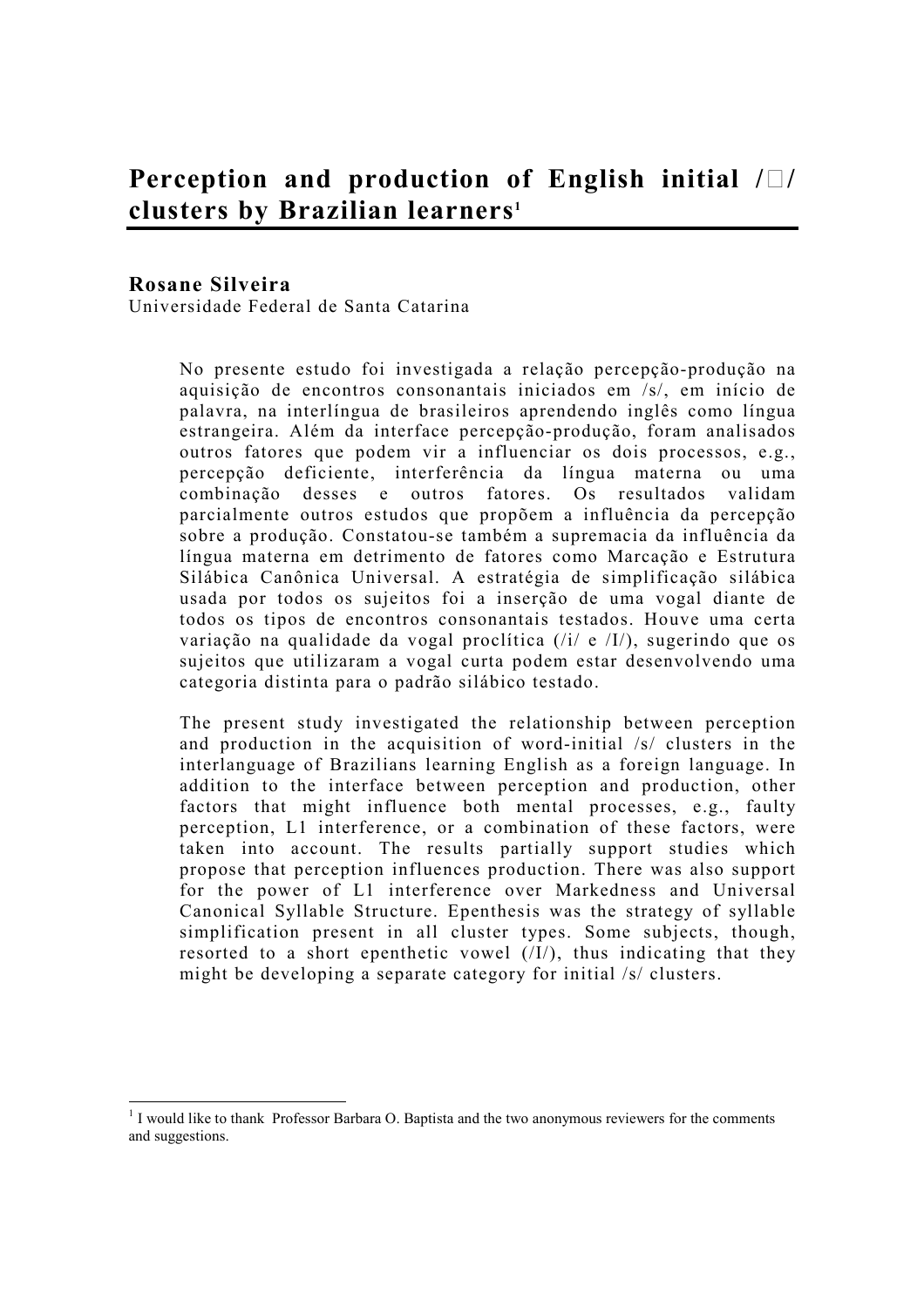# Perception and production of English initial /□/ clusters by Brazilian learners[1]

**Rosane Silveira**
Universidade Federal de Santa Catarina

No presente estudo foi investigada a relação percepção-produção na aquisição de encontros consonantais iniciados em /s/, em início de palavra, na interlíngua de brasileiros aprendendo inglês como língua estrangeira. Além da interface percepção-produção, foram analisados outros fatores que podem vir a influenciar os dois processos, e.g., percepção deficiente, interferência da língua materna ou uma combinação desses e outros fatores. Os resultados validam parcialmente outros estudos que propõem a influência da percepção sobre a produção. Constatou-se também a supremacia da influência da língua materna em detrimento de fatores como Marcação e Estrutura Silábica Canônica Universal. A estratégia de simplificação silábica usada por todos os sujeitos foi a inserção de uma vogal diante de todos os tipos de encontros consonantais testados. Houve uma certa variação na qualidade da vogal proclítica (/i/ e /I/), sugerindo que os sujeitos que utilizaram a vogal curta podem estar desenvolvendo uma categoria distinta para o padrão silábico testado.

The present study investigated the relationship between perception and production in the acquisition of word-initial /s/ clusters in the interlanguage of Brazilians learning English as a foreign language. In addition to the interface between perception and production, other factors that might influence both mental processes, e.g., faulty perception, L1 interference, or a combination of these factors, were taken into account. The results partially support studies which propose that perception influences production. There was also support for the power of L1 interference over Markedness and Universal Canonical Syllable Structure. Epenthesis was the strategy of syllable simplification present in all cluster types. Some subjects, though, resorted to a short epenthetic vowel (/I/), thus indicating that they might be developing a separate category for initial /s/ clusters.

---

[1] I would like to thank Professor Barbara O. Baptista and the two anonymous reviewers for the comments and suggestions.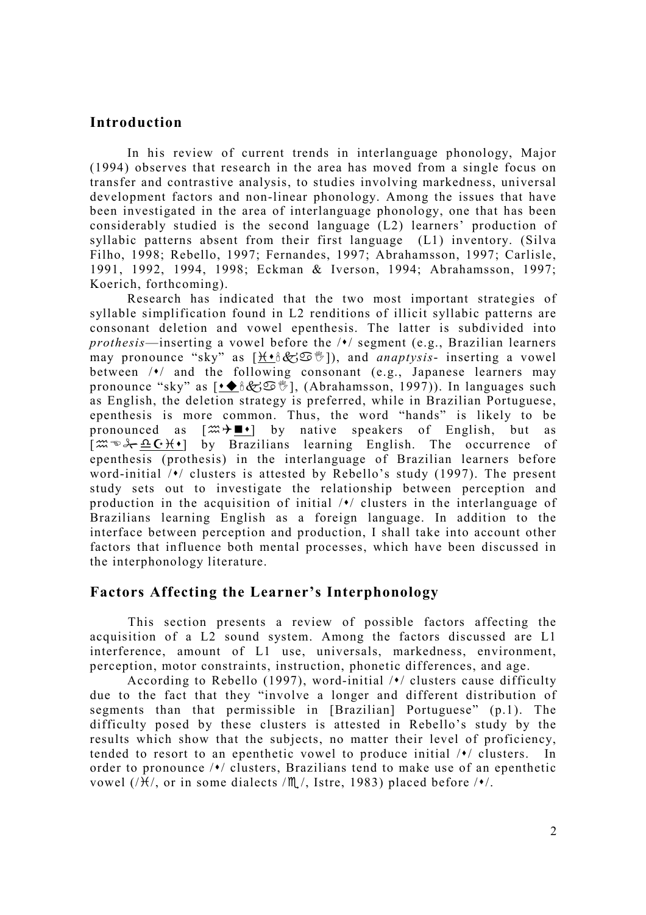## Introduction

In his review of current trends in interlanguage phonology, Major (1994) observes that research in the area has moved from a single focus on transfer and contrastive analysis, to studies involving markedness, universal development factors and non-linear phonology. Among the issues that have been investigated in the area of interlanguage phonology, one that has been considerably studied is the second language (L2) learners' production of syllabic patterns absent from their first language (L1) inventory. (Silva Filho, 1998; Rebello, 1997; Fernandes, 1997; Abrahamsson, 1997; Carlisle, 1991, 1992, 1994, 1998; Eckman & Iverson, 1994; Abrahamsson, 1997; Koerich, forthcoming).

Research has indicated that the two most important strategies of syllable simplification found in L2 renditions of illicit syllabic patterns are consonant deletion and vowel epenthesis. The latter is subdivided into *prothesis*—inserting a vowel before the /⧫/ segment (e.g., Brazilian learners may pronounce "sky" as [♓⧫♁♋♋♇]), and *anaptysis*- inserting a vowel between /⧫/ and the following consonant (e.g., Japanese learners may pronounce "sky" as [⧫◆♁♋♋♇], (Abrahamsson, 1997)). In languages such as English, the deletion strategy is preferred, while in Brazilian Portuguese, epenthesis is more common. Thus, the word "hands" is likely to be pronounced as [♒✈■⧫] by native speakers of English, but as [♒✏✂♎♌♓⧫] by Brazilians learning English. The occurrence of epenthesis (prothesis) in the interlanguage of Brazilian learners before word-initial /⧫/ clusters is attested by Rebello's study (1997). The present study sets out to investigate the relationship between perception and production in the acquisition of initial /⧫/ clusters in the interlanguage of Brazilians learning English as a foreign language. In addition to the interface between perception and production, I shall take into account other factors that influence both mental processes, which have been discussed in the interphonology literature.

## Factors Affecting the Learner's Interphonology

This section presents a review of possible factors affecting the acquisition of a L2 sound system. Among the factors discussed are L1 interference, amount of L1 use, universals, markedness, environment, perception, motor constraints, instruction, phonetic differences, and age.

According to Rebello (1997), word-initial /⧫/ clusters cause difficulty due to the fact that they "involve a longer and different distribution of segments than that permissible in [Brazilian] Portuguese" (p.1). The difficulty posed by these clusters is attested in Rebello's study by the results which show that the subjects, no matter their level of proficiency, tended to resort to an epenthetic vowel to produce initial /⧫/ clusters. In order to pronounce /⧫/ clusters, Brazilians tend to make use of an epenthetic vowel (/♓/, or in some dialects /♏/, Istre, 1983) placed before /⧫/.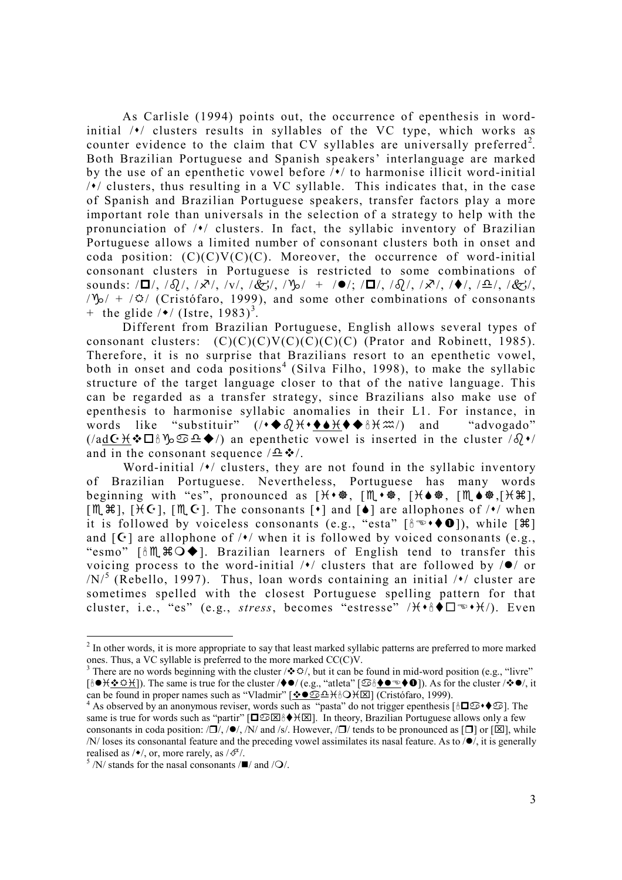As Carlisle (1994) points out, the occurrence of epenthesis in word-initial /⬧/ clusters results in syllables of the VC type, which works as counter evidence to the claim that CV syllables are universally preferred[2]. Both Brazilian Portuguese and Spanish speakers' interlanguage are marked by the use of an epenthetic vowel before /⬧/ to harmonise illicit word-initial /⬧/ clusters, thus resulting in a VC syllable. This indicates that, in the case of Spanish and Brazilian Portuguese speakers, transfer factors play a more important role than universals in the selection of a strategy to help with the pronunciation of /⬧/ clusters. In fact, the syllabic inventory of Brazilian Portuguese allows a limited number of consonant clusters both in onset and coda position: (C)(C)V(C)(C). Moreover, the occurrence of word-initial consonant clusters in Portuguese is restricted to some combinations of sounds: /◻/, /♌/, /⬀/, /v/, /♏/, /♑/ + /●/; /◻/, /♌/, /⬀/, /⧫/, /♎/, /♏/, /♑/ + /☼/ (Cristófaro, 1999), and some other combinations of consonants + the glide /⬥/ (Istre, 1983)[3].

Different from Brazilian Portuguese, English allows several types of consonant clusters: (C)(C)(C)V(C)(C)(C)(C) (Prator and Robinett, 1985). Therefore, it is no surprise that Brazilians resort to an epenthetic vowel, both in onset and coda positions[4] (Silva Filho, 1998), to make the syllabic structure of the target language closer to that of the native language. This can be regarded as a transfer strategy, since Brazilians also make use of epenthesis to harmonise syllabic anomalies in their L1. For instance, in words like "substituir" (/⬧◆♌♓⬧⧫♓⧫◆♓♒/) and "advogado" (/a**d**♋♓❖◻♑♋♎◆/) an epenthetic vowel is inserted in the cluster /♌⬧/ and in the consonant sequence /♎❖/.

Word-initial /⬧/ clusters, they are not found in the syllabic inventory of Brazilian Portuguese. Nevertheless, Portuguese has many words beginning with "es", pronounced as [♓⬧☸, [♍⬧☸, [♓⬥☸, [♍⬥☸,[♓⌘], [♍⌘], [♓♋], [♍♋]. The consonants [⬧] and [⬥] are allophones of /⬧/ when it is followed by voiceless consonants (e.g., "esta" [♐⬧⧫❶]), while [⌘] and [♋] are allophone of /⬧/ when it is followed by voiced consonants (e.g., "esmo" [♍⌘❍◆]. Brazilian learners of English tend to transfer this voicing process to the word-initial /⬧/ clusters that are followed by /●/ or /N/[5] (Rebello, 1997). Thus, loan words containing an initial /⬧/ cluster are sometimes spelled with the closest Portuguese spelling pattern for that cluster, i.e., "es" (e.g., *stress*, becomes "estresse" /♓⬧⧫❑☜⬧♓/). Even

---

[2] In other words, it is more appropriate to say that least marked syllabic patterns are preferred to more marked ones. Thus, a VC syllable is preferred to the more marked CC(C)V.

[3] There are no words beginning with the cluster /❖☼/, but it can be found in mid-word position (e.g., "livre" [●♓❖☼♓]). The same is true for the cluster /⧫●/ (e.g., "atleta" [♋⧫●☜⧫❶]). As for the cluster /❖●/, it can be found in proper names such as "Vladmir" [❖●♋♎♓❍♓⌧] (Cristófaro, 1999).

[4] As observed by an anonymous reviser, words such as "pasta" do not trigger epenthesis [◻♋⬧⧫♋]. The same is true for words such as "partir" [◻♋⌧⧫♓⌧]. In theory, Brazilian Portuguese allows only a few consonants in coda position: /❒/, /●/, /N/ and /s/. However, /❒/ tends to be pronounced as [❒] or [⌧], while /N/ loses its consonantal feature and the preceding vowel assimilates its nasal feature. As to /●/, it is generally realised as /⬥/, or, more rarely, as /✐/.

[5] /N/ stands for the nasal consonants /■/ and /❍/.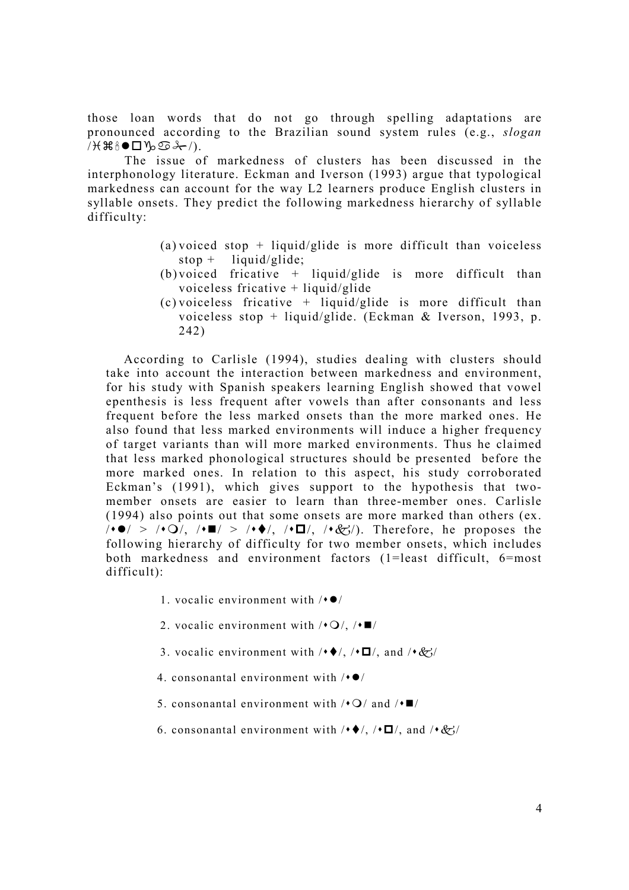those loan words that do not go through spelling adaptations are pronounced according to the Brazilian sound system rules (e.g., *slogan* /♓⌘☃●□♑♋✂/).

The issue of markedness of clusters has been discussed in the interphonology literature. Eckman and Iverson (1993) argue that typological markedness can account for the way L2 learners produce English clusters in syllable onsets. They predict the following markedness hierarchy of syllable difficulty:

(a) voiced stop + liquid/glide is more difficult than voiceless stop + liquid/glide;
(b) voiced fricative + liquid/glide is more difficult than voiceless fricative + liquid/glide
(c) voiceless fricative + liquid/glide is more difficult than voiceless stop + liquid/glide. (Eckman & Iverson, 1993, p. 242)

According to Carlisle (1994), studies dealing with clusters should take into account the interaction between markedness and environment, for his study with Spanish speakers learning English showed that vowel epenthesis is less frequent after vowels than after consonants and less frequent before the less marked onsets than the more marked ones. He also found that less marked environments will induce a higher frequency of target variants than will more marked environments. Thus he claimed that less marked phonological structures should be presented before the more marked ones. In relation to this aspect, his study corroborated Eckman's (1991), which gives support to the hypothesis that two-member onsets are easier to learn than three-member ones. Carlisle (1994) also points out that some onsets are more marked than others (ex. /⬩●/ > /⬩❍/, /⬩■/ > /⬩⧫/, /⬩□/, /⬩&/). Therefore, he proposes the following hierarchy of difficulty for two member onsets, which includes both markedness and environment factors (1=least difficult, 6=most difficult):

1. vocalic environment with /⬩●/
2. vocalic environment with /⬩❍/, /⬩■/
3. vocalic environment with /⬩⧫/, /⬩□/, and /⬩&/
4. consonantal environment with /⬩●/
5. consonantal environment with /⬩❍/ and /⬩■/
6. consonantal environment with /⬩⧫/, /⬩□/, and /⬩&/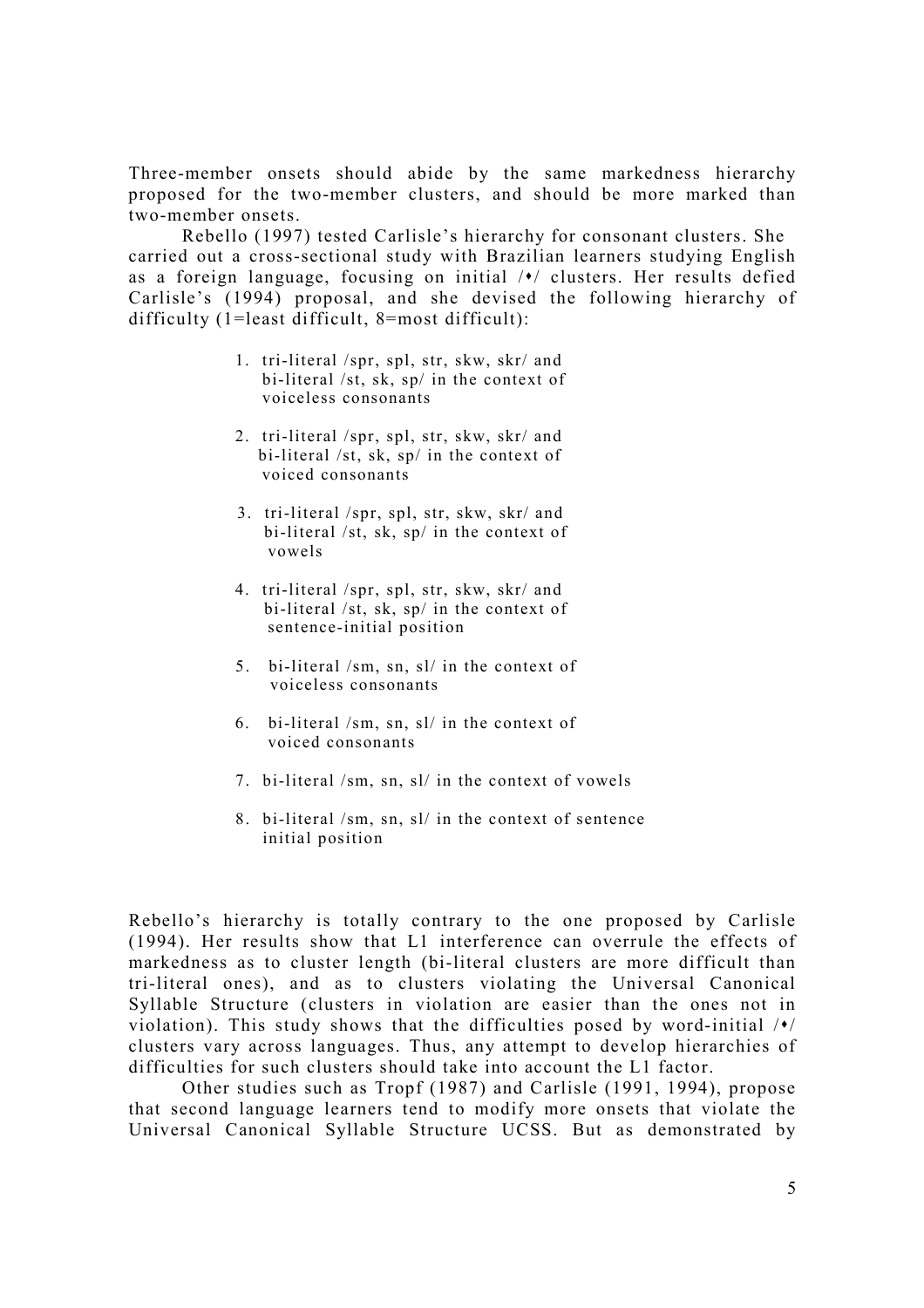Three-member onsets should abide by the same markedness hierarchy proposed for the two-member clusters, and should be more marked than two-member onsets.

Rebello (1997) tested Carlisle's hierarchy for consonant clusters. She carried out a cross-sectional study with Brazilian learners studying English as a foreign language, focusing on initial /•/ clusters. Her results defied Carlisle's (1994) proposal, and she devised the following hierarchy of difficulty (1=least difficult, 8=most difficult):

1. tri-literal /spr, spl, str, skw, skr/ and bi-literal /st, sk, sp/ in the context of voiceless consonants
2. tri-literal /spr, spl, str, skw, skr/ and bi-literal /st, sk, sp/ in the context of voiced consonants
3. tri-literal /spr, spl, str, skw, skr/ and bi-literal /st, sk, sp/ in the context of vowels
4. tri-literal /spr, spl, str, skw, skr/ and bi-literal /st, sk, sp/ in the context of sentence-initial position
5. bi-literal /sm, sn, sl/ in the context of voiceless consonants
6. bi-literal /sm, sn, sl/ in the context of voiced consonants
7. bi-literal /sm, sn, sl/ in the context of vowels
8. bi-literal /sm, sn, sl/ in the context of sentence initial position

Rebello's hierarchy is totally contrary to the one proposed by Carlisle (1994). Her results show that L1 interference can overrule the effects of markedness as to cluster length (bi-literal clusters are more difficult than tri-literal ones), and as to clusters violating the Universal Canonical Syllable Structure (clusters in violation are easier than the ones not in violation). This study shows that the difficulties posed by word-initial /•/ clusters vary across languages. Thus, any attempt to develop hierarchies of difficulties for such clusters should take into account the L1 factor.

Other studies such as Tropf (1987) and Carlisle (1991, 1994), propose that second language learners tend to modify more onsets that violate the Universal Canonical Syllable Structure UCSS. But as demonstrated by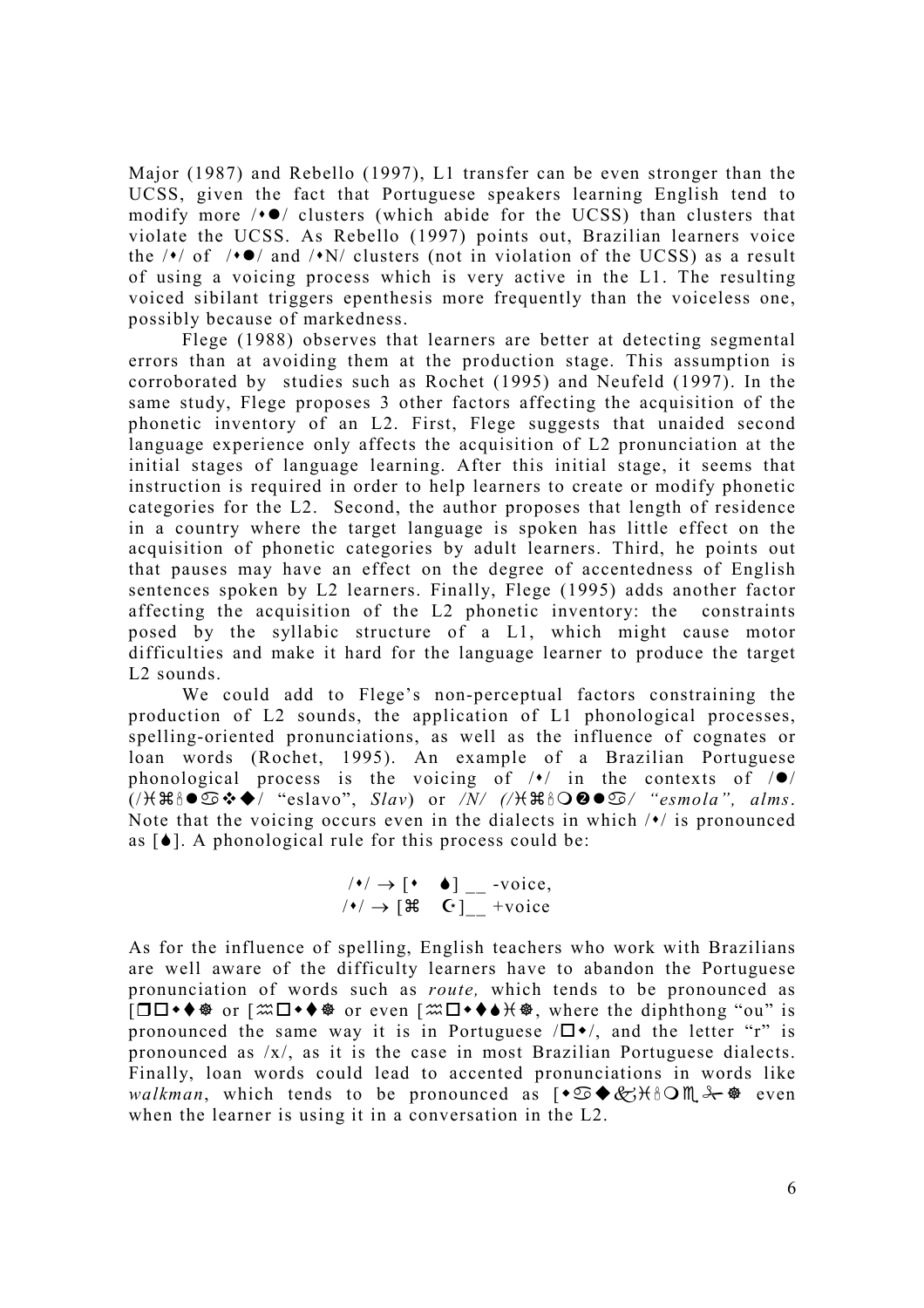Major (1987) and Rebello (1997), L1 transfer can be even stronger than the UCSS, given the fact that Portuguese speakers learning English tend to modify more /⬩●/ clusters (which abide for the UCSS) than clusters that violate the UCSS. As Rebello (1997) points out, Brazilian learners voice the /⬩/ of /⬩●/ and /⬩N/ clusters (not in violation of the UCSS) as a result of using a voicing process which is very active in the L1. The resulting voiced sibilant triggers epenthesis more frequently than the voiceless one, possibly because of markedness.

Flege (1988) observes that learners are better at detecting segmental errors than at avoiding them at the production stage. This assumption is corroborated by studies such as Rochet (1995) and Neufeld (1997). In the same study, Flege proposes 3 other factors affecting the acquisition of the phonetic inventory of an L2. First, Flege suggests that unaided second language experience only affects the acquisition of L2 pronunciation at the initial stages of language learning. After this initial stage, it seems that instruction is required in order to help learners to create or modify phonetic categories for the L2. Second, the author proposes that length of residence in a country where the target language is spoken has little effect on the acquisition of phonetic categories by adult learners. Third, he points out that pauses may have an effect on the degree of accentedness of English sentences spoken by L2 learners. Finally, Flege (1995) adds another factor affecting the acquisition of the L2 phonetic inventory: the constraints posed by the syllabic structure of a L1, which might cause motor difficulties and make it hard for the language learner to produce the target L2 sounds.

We could add to Flege's non-perceptual factors constraining the production of L2 sounds, the application of L1 phonological processes, spelling-oriented pronunciations, as well as the influence of cognates or loan words (Rochet, 1995). An example of a Brazilian Portuguese phonological process is the voicing of /⬩/ in the contexts of /●/ (/♓⌘♁●♋❖◆/ "eslavo", *Slav*) or */N/ (/♓⌘♁❍❷●♋/ "esmola", alms*. Note that the voicing occurs even in the dialects in which /⬩/ is pronounced as [♠]. A phonological rule for this process could be:

/⬩/ → [⬩ ♠] __ -voice,
/⬩/ → [⌘ ☪]__ +voice

As for the influence of spelling, English teachers who work with Brazilians are well aware of the difficulty learners have to abandon the Portuguese pronunciation of words such as *route,* which tends to be pronounced as [❒□⬩♦❁ or [♒□⬩♦❁ or even [♒□⬩♦♠♓❁, where the diphthong "ou" is pronounced the same way it is in Portuguese /□⬩/, and the letter "r" is pronounced as /x/, as it is the case in most Brazilian Portuguese dialects. Finally, loan words could lead to accented pronunciations in words like *walkman*, which tends to be pronounced as [⬩♋◆🙵♓♁❍♏✃❁ even when the learner is using it in a conversation in the L2.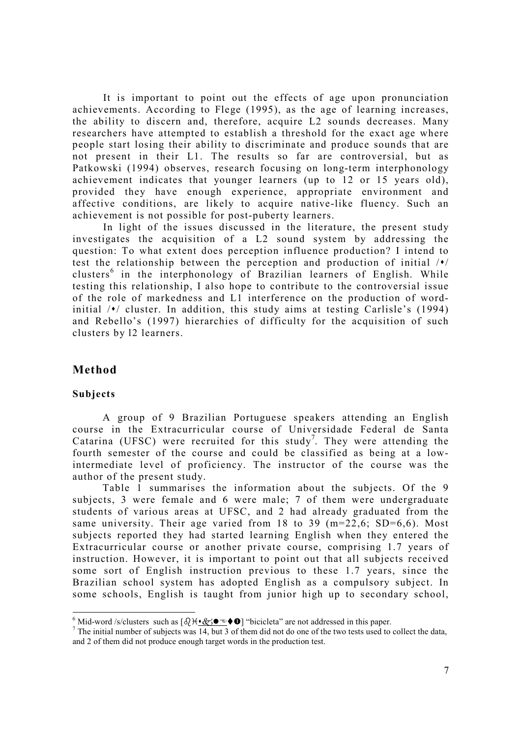It is important to point out the effects of age upon pronunciation achievements. According to Flege (1995), as the age of learning increases, the ability to discern and, therefore, acquire L2 sounds decreases. Many researchers have attempted to establish a threshold for the exact age where people start losing their ability to discriminate and produce sounds that are not present in their L1. The results so far are controversial, but as Patkowski (1994) observes, research focusing on long-term interphonology achievement indicates that younger learners (up to 12 or 15 years old), provided they have enough experience, appropriate environment and affective conditions, are likely to acquire native-like fluency. Such an achievement is not possible for post-puberty learners.

In light of the issues discussed in the literature, the present study investigates the acquisition of a L2 sound system by addressing the question: To what extent does perception influence production? I intend to test the relationship between the perception and production of initial /⧫/ clusters[6] in the interphonology of Brazilian learners of English. While testing this relationship, I also hope to contribute to the controversial issue of the role of markedness and L1 interference on the production of word-initial /⧫/ cluster. In addition, this study aims at testing Carlisle's (1994) and Rebello's (1997) hierarchies of difficulty for the acquisition of such clusters by l2 learners.

## Method

### Subjects

A group of 9 Brazilian Portuguese speakers attending an English course in the Extracurricular course of Universidade Federal de Santa Catarina (UFSC) were recruited for this study[7]. They were attending the fourth semester of the course and could be classified as being at a low-intermediate level of proficiency. The instructor of the course was the author of the present study.

Table 1 summarises the information about the subjects. Of the 9 subjects, 3 were female and 6 were male; 7 of them were undergraduate students of various areas at UFSC, and 2 had already graduated from the same university. Their age varied from 18 to 39 (m=22,6; SD=6,6). Most subjects reported they had started learning English when they entered the Extracurricular course or another private course, comprising 1.7 years of instruction. However, it is important to point out that all subjects received some sort of English instruction previous to these 1.7 years, since the Brazilian school system has adopted English as a compulsory subject. In some schools, English is taught from junior high up to secondary school,

---

[6] Mid-word /s/clusters such as [♌♓⧫♉♋●☜♦➊] "bicicleta" are not addressed in this paper.

[7] The initial number of subjects was 14, but 3 of them did not do one of the two tests used to collect the data, and 2 of them did not produce enough target words in the production test.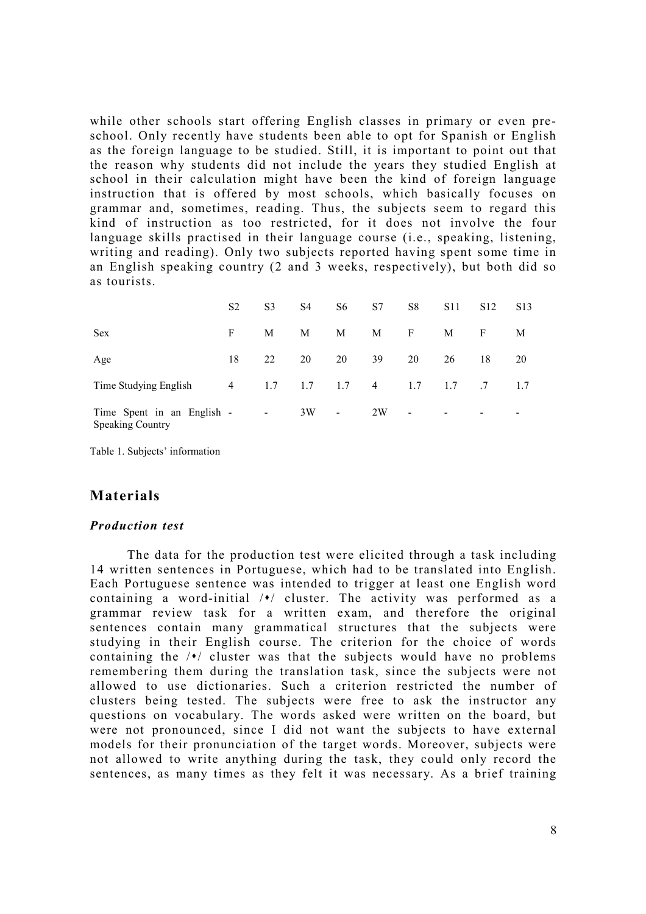while other schools start offering English classes in primary or even pre-school. Only recently have students been able to opt for Spanish or English as the foreign language to be studied. Still, it is important to point out that the reason why students did not include the years they studied English at school in their calculation might have been the kind of foreign language instruction that is offered by most schools, which basically focuses on grammar and, sometimes, reading. Thus, the subjects seem to regard this kind of instruction as too restricted, for it does not involve the four language skills practised in their language course (i.e., speaking, listening, writing and reading). Only two subjects reported having spent some time in an English speaking country (2 and 3 weeks, respectively), but both did so as tourists.

| | S2 | S3 | S4 | S6 | S7 | S8 | S11 | S12 | S13 |
|---|---|---|---|---|---|---|---|---|---|
| Sex | F | M | M | M | M | F | M | F | M |
| Age | 18 | 22 | 20 | 20 | 39 | 20 | 26 | 18 | 20 |
| Time Studying English | 4 | 1.7 | 1.7 | 1.7 | 4 | 1.7 | 1.7 | .7 | 1.7 |
| Time Spent in an English Speaking Country | - | - | 3W | - | 2W | - | - | - | - |

Table 1. Subjects' information

## Materials

### *Production test*

The data for the production test were elicited through a task including 14 written sentences in Portuguese, which had to be translated into English. Each Portuguese sentence was intended to trigger at least one English word containing a word-initial /♦/ cluster. The activity was performed as a grammar review task for a written exam, and therefore the original sentences contain many grammatical structures that the subjects were studying in their English course. The criterion for the choice of words containing the /♦/ cluster was that the subjects would have no problems remembering them during the translation task, since the subjects were not allowed to use dictionaries. Such a criterion restricted the number of clusters being tested. The subjects were free to ask the instructor any questions on vocabulary. The words asked were written on the board, but were not pronounced, since I did not want the subjects to have external models for their pronunciation of the target words. Moreover, subjects were not allowed to write anything during the task, they could only record the sentences, as many times as they felt it was necessary. As a brief training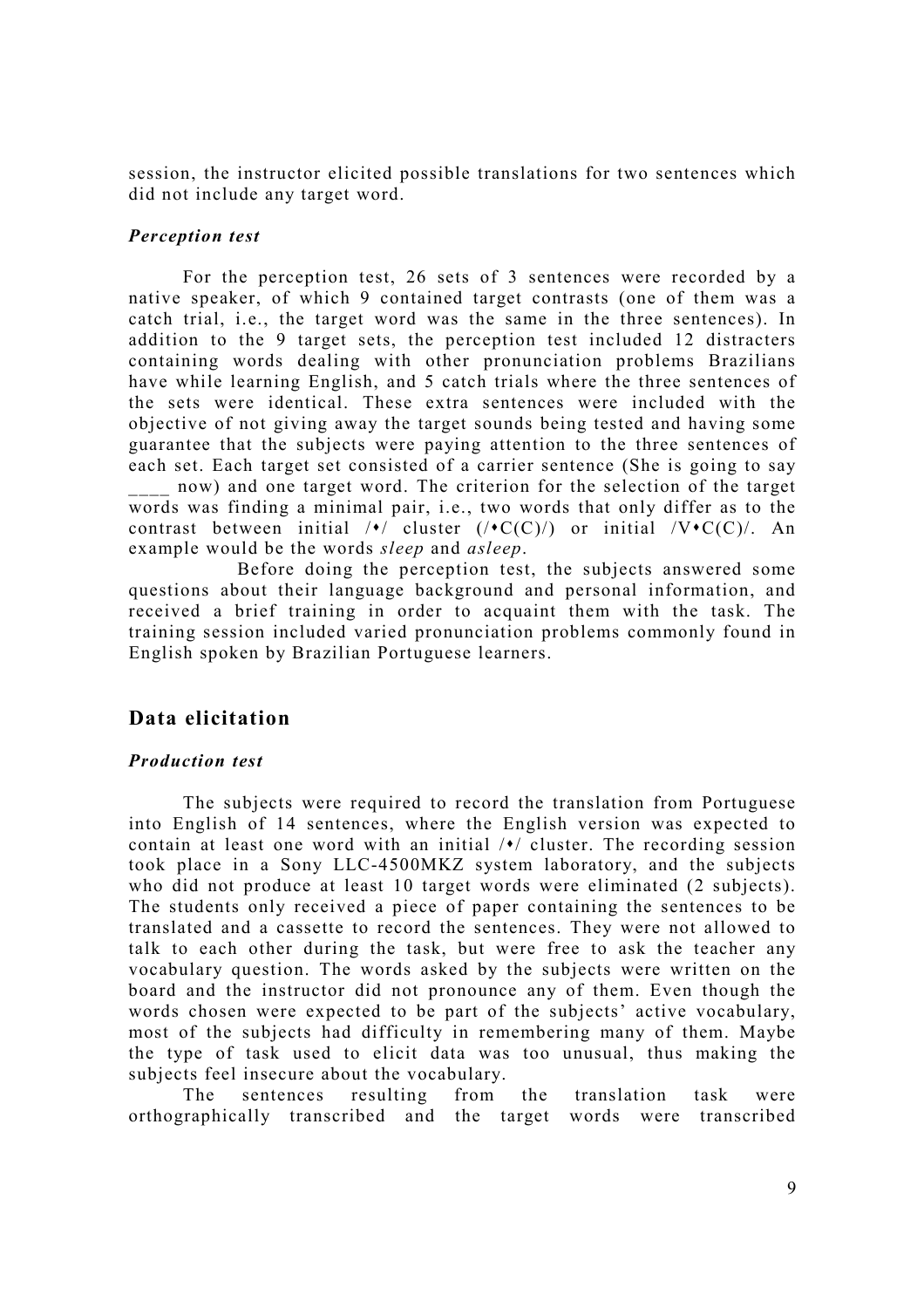session, the instructor elicited possible translations for two sentences which did not include any target word.

### *Perception test*

For the perception test, 26 sets of 3 sentences were recorded by a native speaker, of which 9 contained target contrasts (one of them was a catch trial, i.e., the target word was the same in the three sentences). In addition to the 9 target sets, the perception test included 12 distracters containing words dealing with other pronunciation problems Brazilians have while learning English, and 5 catch trials where the three sentences of the sets were identical. These extra sentences were included with the objective of not giving away the target sounds being tested and having some guarantee that the subjects were paying attention to the three sentences of each set. Each target set consisted of a carrier sentence (She is going to say ____ now) and one target word. The criterion for the selection of the target words was finding a minimal pair, i.e., two words that only differ as to the contrast between initial /⬩/ cluster (/⬩C(C)/) or initial /V⬩C(C)/. An example would be the words *sleep* and *asleep*.

Before doing the perception test, the subjects answered some questions about their language background and personal information, and received a brief training in order to acquaint them with the task. The training session included varied pronunciation problems commonly found in English spoken by Brazilian Portuguese learners.

## Data elicitation

### *Production test*

The subjects were required to record the translation from Portuguese into English of 14 sentences, where the English version was expected to contain at least one word with an initial /⬩/ cluster. The recording session took place in a Sony LLC-4500MKZ system laboratory, and the subjects who did not produce at least 10 target words were eliminated (2 subjects). The students only received a piece of paper containing the sentences to be translated and a cassette to record the sentences. They were not allowed to talk to each other during the task, but were free to ask the teacher any vocabulary question. The words asked by the subjects were written on the board and the instructor did not pronounce any of them. Even though the words chosen were expected to be part of the subjects' active vocabulary, most of the subjects had difficulty in remembering many of them. Maybe the type of task used to elicit data was too unusual, thus making the subjects feel insecure about the vocabulary.

The sentences resulting from the translation task were orthographically transcribed and the target words were transcribed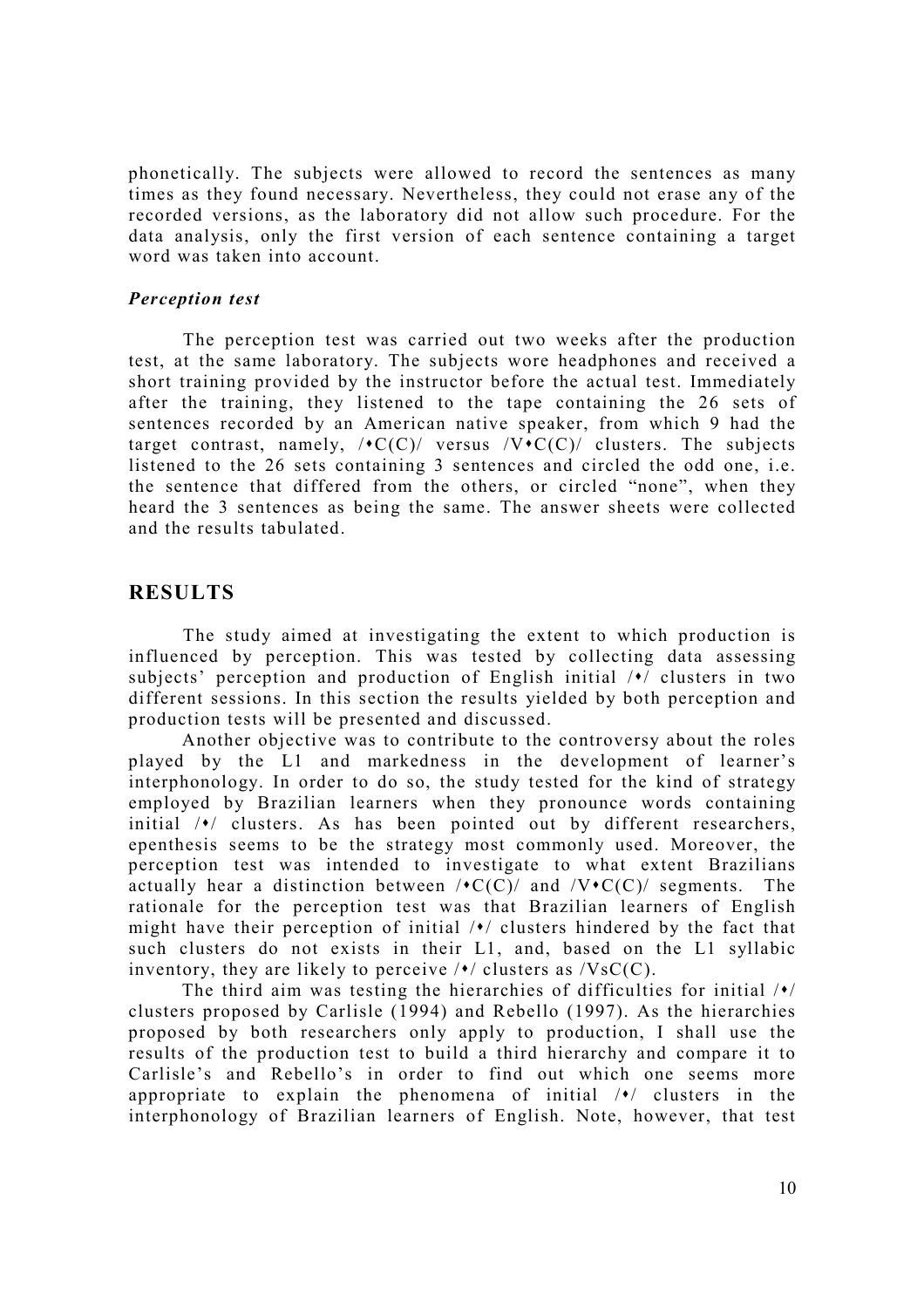phonetically. The subjects were allowed to record the sentences as many times as they found necessary. Nevertheless, they could not erase any of the recorded versions, as the laboratory did not allow such procedure. For the data analysis, only the first version of each sentence containing a target word was taken into account.

***Perception test***

The perception test was carried out two weeks after the production test, at the same laboratory. The subjects wore headphones and received a short training provided by the instructor before the actual test. Immediately after the training, they listened to the tape containing the 26 sets of sentences recorded by an American native speaker, from which 9 had the target contrast, namely, /•C(C)/ versus /V•C(C)/ clusters. The subjects listened to the 26 sets containing 3 sentences and circled the odd one, i.e. the sentence that differed from the others, or circled "none", when they heard the 3 sentences as being the same. The answer sheets were collected and the results tabulated.

## RESULTS

The study aimed at investigating the extent to which production is influenced by perception. This was tested by collecting data assessing subjects' perception and production of English initial /•/ clusters in two different sessions. In this section the results yielded by both perception and production tests will be presented and discussed.

Another objective was to contribute to the controversy about the roles played by the L1 and markedness in the development of learner's interphonology. In order to do so, the study tested for the kind of strategy employed by Brazilian learners when they pronounce words containing initial /•/ clusters. As has been pointed out by different researchers, epenthesis seems to be the strategy most commonly used. Moreover, the perception test was intended to investigate to what extent Brazilians actually hear a distinction between /•C(C)/ and /V•C(C)/ segments. The rationale for the perception test was that Brazilian learners of English might have their perception of initial /•/ clusters hindered by the fact that such clusters do not exists in their L1, and, based on the L1 syllabic inventory, they are likely to perceive /•/ clusters as /VsC(C).

The third aim was testing the hierarchies of difficulties for initial /•/ clusters proposed by Carlisle (1994) and Rebello (1997). As the hierarchies proposed by both researchers only apply to production, I shall use the results of the production test to build a third hierarchy and compare it to Carlisle's and Rebello's in order to find out which one seems more appropriate to explain the phenomena of initial /•/ clusters in the interphonology of Brazilian learners of English. Note, however, that test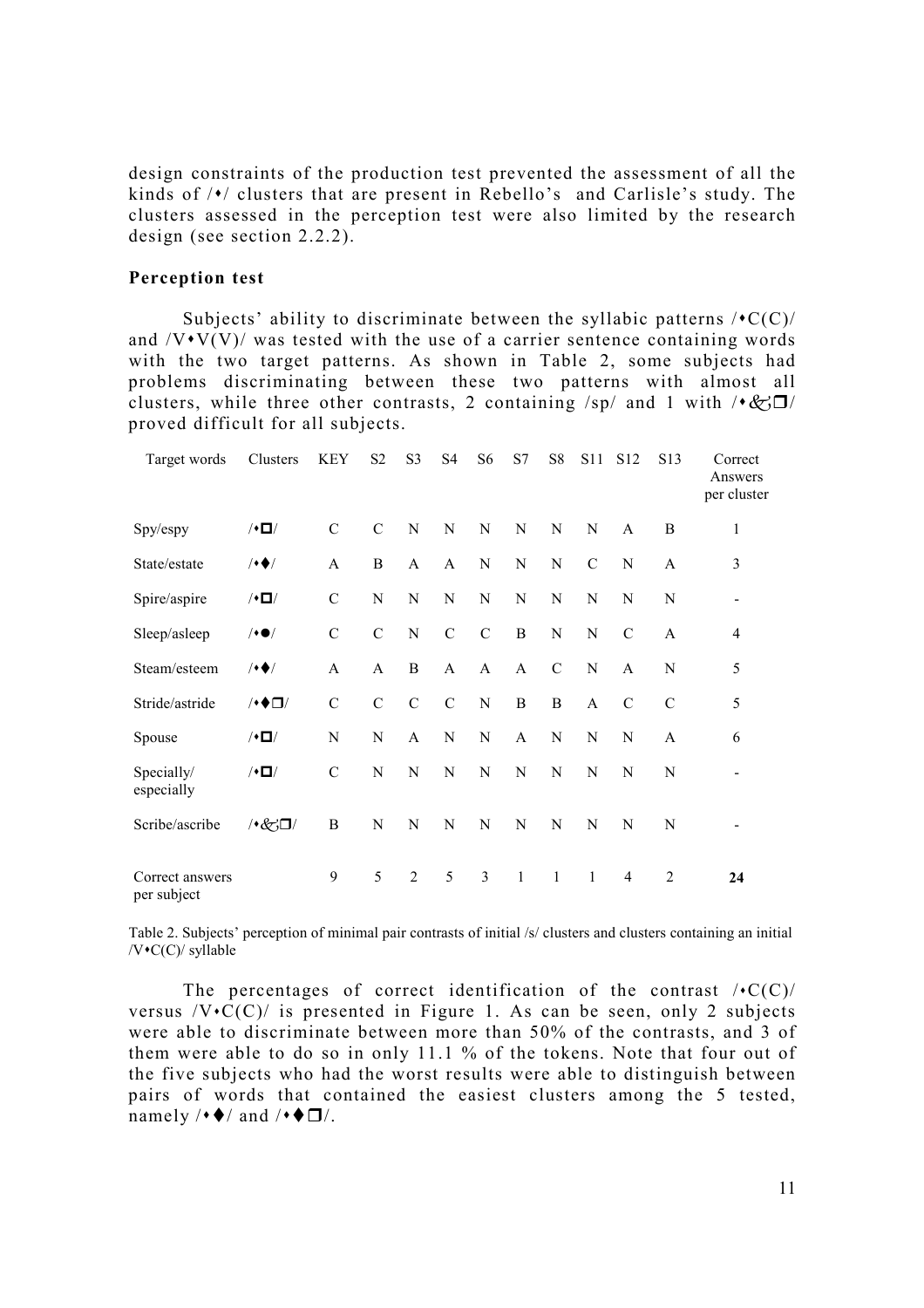design constraints of the production test prevented the assessment of all the kinds of /•/ clusters that are present in Rebello's and Carlisle's study. The clusters assessed in the perception test were also limited by the research design (see section 2.2.2).

### Perception test

Subjects' ability to discriminate between the syllabic patterns /•C(C)/ and /V•V(V)/ was tested with the use of a carrier sentence containing words with the two target patterns. As shown in Table 2, some subjects had problems discriminating between these two patterns with almost all clusters, while three other contrasts, 2 containing /sp/ and 1 with /•&❒/ proved difficult for all subjects.

| Target words | Clusters | KEY | S2 | S3 | S4 | S6 | S7 | S8 | S11 | S12 | S13 | Correct Answers per cluster |
|---|---|---|---|---|---|---|---|---|---|---|---|---|
| Spy/espy | /•◘/ | C | C | N | N | N | N | N | N | A | B | 1 |
| State/estate | /•♦/ | A | B | A | A | N | N | N | C | N | A | 3 |
| Spire/aspire | /•◘/ | C | N | N | N | N | N | N | N | N | N | - |
| Sleep/asleep | /•●/ | C | C | N | C | C | B | N | N | C | A | 4 |
| Steam/esteem | /•♦/ | A | A | B | A | A | A | C | N | A | N | 5 |
| Stride/astride | /•♦❒/ | C | C | C | C | N | B | B | A | C | C | 5 |
| Spouse | /•◘/ | N | N | A | N | N | A | N | N | N | A | 6 |
| Specially/ especially | /•◘/ | C | N | N | N | N | N | N | N | N | N | - |
| Scribe/ascribe | /•&❒/ | B | N | N | N | N | N | N | N | N | N | - |
| Correct answers per subject | | 9 | 5 | 2 | 5 | 3 | 1 | 1 | 1 | 4 | 2 | **24** |

Table 2. Subjects' perception of minimal pair contrasts of initial /s/ clusters and clusters containing an initial /V•C(C)/ syllable

The percentages of correct identification of the contrast /•C(C)/ versus /V•C(C)/ is presented in Figure 1. As can be seen, only 2 subjects were able to discriminate between more than 50% of the contrasts, and 3 of them were able to do so in only 11.1 % of the tokens. Note that four out of the five subjects who had the worst results were able to distinguish between pairs of words that contained the easiest clusters among the 5 tested, namely /•♦/ and /•♦❒/.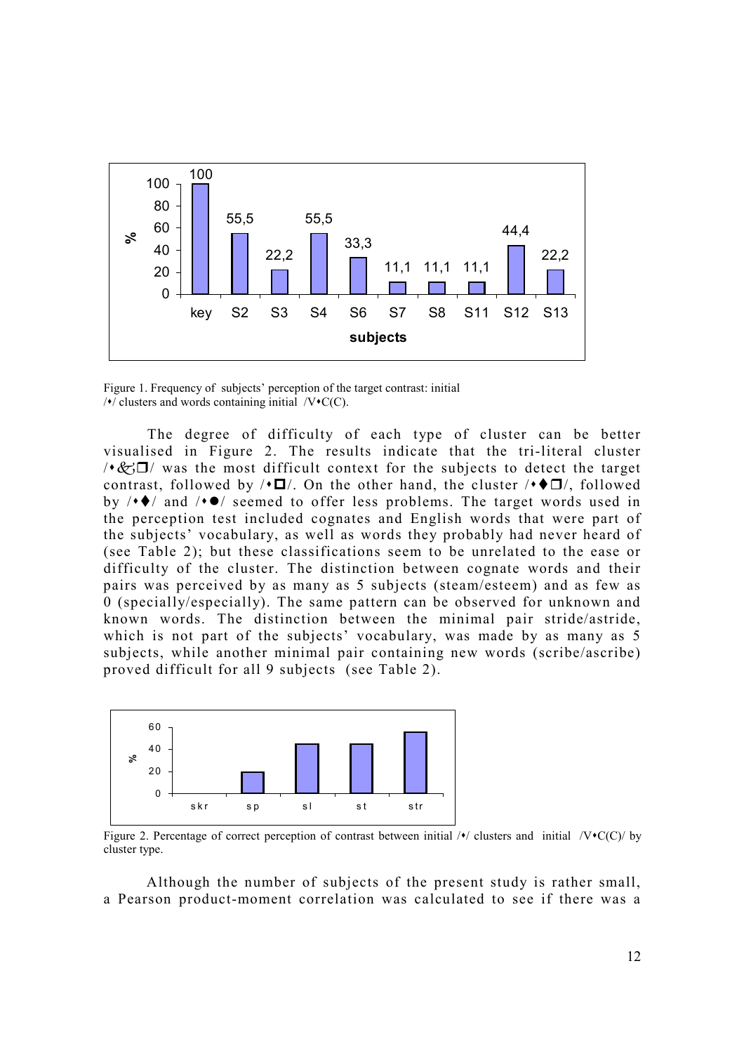100
100
80
60
40
20
0
%
55,5
22,2
55,5
33,3
11,1
11,1
11,1
44,4
22,2
key
S2
S3
S4
S6
S7
S8
S11
S12
S13
subjects

Figure 1. Frequency of subjects' perception of the target contrast: initial /⬩/ clusters and words containing initial /V⬩C(C).

The degree of difficulty of each type of cluster can be better visualised in Figure 2. The results indicate that the tri-literal cluster /⬩&❒/ was the most difficult context for the subjects to detect the target contrast, followed by /⬩◻/. On the other hand, the cluster /⬩⧫❒/, followed by /⬩⧫/ and /⬩●/ seemed to offer less problems. The target words used in the perception test included cognates and English words that were part of the subjects' vocabulary, as well as words they probably had never heard of (see Table 2); but these classifications seem to be unrelated to the ease or difficulty of the cluster. The distinction between cognate words and their pairs was perceived by as many as 5 subjects (steam/esteem) and as few as 0 (specially/especially). The same pattern can be observed for unknown and known words. The distinction between the minimal pair stride/astride, which is not part of the subjects' vocabulary, was made by as many as 5 subjects, while another minimal pair containing new words (scribe/ascribe) proved difficult for all 9 subjects (see Table 2).

60
40
20
0
%
skr
sp
sl
st
str

Figure 2. Percentage of correct perception of contrast between initial /⬩/ clusters and initial /V⬩C(C)/ by cluster type.

Although the number of subjects of the present study is rather small, a Pearson product-moment correlation was calculated to see if there was a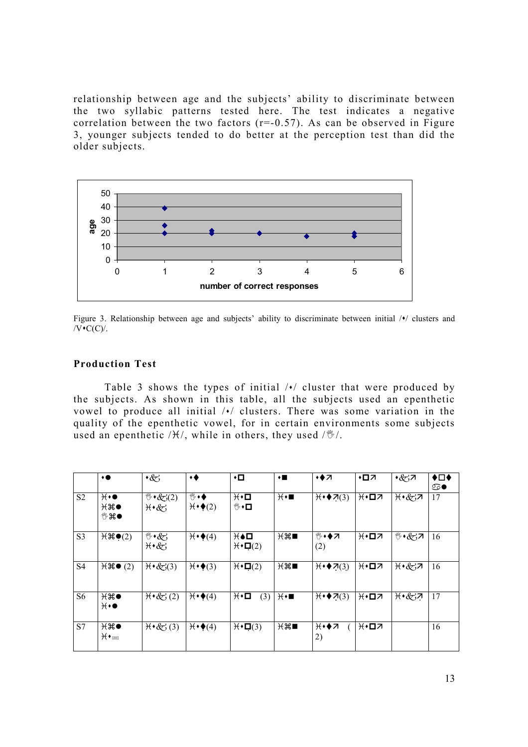relationship between age and the subjects' ability to discriminate between the two syllabic patterns tested here. The test indicates a negative correlation between the two factors (r=-0.57). As can be observed in Figure 3, younger subjects tended to do better at the perception test than did the older subjects.

Figure 3. Relationship between age and subjects' ability to discriminate between initial /⬩/ clusters and /V⬩C(C)/.

## Production Test

Table 3 shows the types of initial /⬩/ cluster that were produced by the subjects. As shown in this table, all the subjects used an epenthetic vowel to produce all initial /⬩/ clusters. There was some variation in the quality of the epenthetic vowel, for in certain environments some subjects used an epenthetic /♓/, while in others, they used /✋/.

| | ⬩● | ⬩🙰 | ⬩⧫ | ⬩◻ | ⬩■ | ⬩⧫⬈ | ⬩◻⬈ | ⬩🙰⬈ | ⧫◻⧫ ♋● |
|---|---|---|---|---|---|---|---|---|---|
| S2 | ♓⬩● ♓⌘● ✋⌘● | ✋⬩🙰(2) ♓⬩🙰 | ✋⬩⧫ ♓⬩⧫(2) | ♓⬩◻ ✋⬩◻ | ♓⬩■ | ♓⬩⧫⬈(3) | ♓⬩◻⬈ | ♓⬩🙰⬈ | 17 |
| S3 | ♓⌘●(2) | ✋⬩🙰 ♓⬩🙰 | ♓⬩⧫(4) | ♓⬧◻ ♓⬩◻(2) | ♓⌘■ | ✋⬩⧫⬈ (2) | ♓⬩◻⬈ | ✋⬩🙰⬈ | 16 |
| S4 | ♓⌘● (2) | ♓⬩🙰(3) | ♓⬩⧫(3) | ♓⬩◻(2) | ♓⌘■ | ♓⬩⧫⬈(3) | ♓⬩◻⬈ | ♓⬩🙰⬈ | 16 |
| S6 | ♓⌘● ♓⬩● | ♓⬩🙰 (2) | ♓⬩⧫(4) | ♓⬩◻ (3) | ♓⬩■ | ♓⬩⧫⬈(3) | ♓⬩◻⬈ | ♓⬩🙰⬈ | 17 |
| S7 | ♓⌘● ♓⬩▭ | ♓⬩🙰 (3) | ♓⬩⧫(4) | ♓⬩◻(3) | ♓⌘■ | ♓⬩⧫⬈ (2) | ♓⬩◻⬈ | | 16 |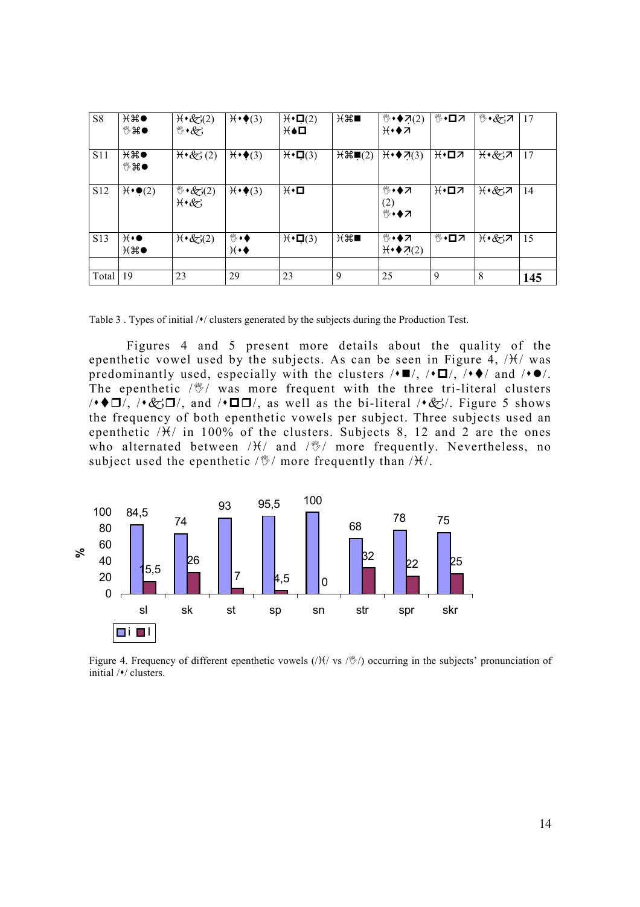| | | | | | | | | | |
|---|---|---|---|---|---|---|---|---|---|
| S8 | ♓⌘● 🖑⌘● | ♓⬧&(2) 🖑⬧& | ♓⬧⧫(3) | ♓⬧□(2) ♓💧□ | ♓⌘■ | 🖑⬧⧫⬈(2) ♓⬧⧫⬈ | 🖑⬧□⬈ | 🖑⬧&⬈ | 17 |
| S11 | ♓⌘● 🖑⌘● | ♓⬧& (2) | ♓⬧⧫(3) | ♓⬧□(3) | ♓⌘■(2) | ♓⬧⧫⬈(3) | ♓⬧□⬈ | ♓⬧&⬈ | 17 |
| S12 | ♓⬧●(2) | 🖑⬧&(2) ♓⬧& | ♓⬧⧫(3) | ♓⬧□ | | 🖑⬧⧫⬈ (2) 🖑⬧⧫⬈ | ♓⬧□⬈ | ♓⬧&⬈ | 14 |
| S13 | ♓⬧● ♓⌘● | ♓⬧&(2) | 🖑⬧⧫ ♓⬧⧫ | ♓⬧□(3) | ♓⌘■ | 🖑⬧⧫⬈ ♓⬧⧫⬈(2) | 🖑⬧□⬈ | ♓⬧&⬈ | 15 |
| | | | | | | | | | |
| Total | 19 | 23 | 29 | 23 | 9 | 25 | 9 | 8 | **145** |

Table 3 . Types of initial /⬧/ clusters generated by the subjects during the Production Test.

Figures 4 and 5 present more details about the quality of the epenthetic vowel used by the subjects. As can be seen in Figure 4, /♓/ was predominantly used, especially with the clusters /⬧■/, /⬧□/, /⬧⧫/ and /⬧●/. The epenthetic /🖑/ was more frequent with the three tri-literal clusters /⬧⧫❑/, /⬧&❑/, and /⬧□❑/, as well as the bi-literal /⬧&/. Figure 5 shows the frequency of both epenthetic vowels per subject. Three subjects used an epenthetic /♓/ in 100% of the clusters. Subjects 8, 12 and 2 are the ones who alternated between /♓/ and /🖑/ more frequently. Nevertheless, no subject used the epenthetic /🖑/ more frequently than /♓/.

%
100
80
60
40
20
0
84,5
15,5
74
26
93
7
95,5
4,5
100
0
68
32
78
22
75
25
sl
sk
st
sp
sn
str
spr
skr
i
I

Figure 4. Frequency of different epenthetic vowels (/♓/ vs /🖑/) occurring in the subjects' pronunciation of initial /⬧/ clusters.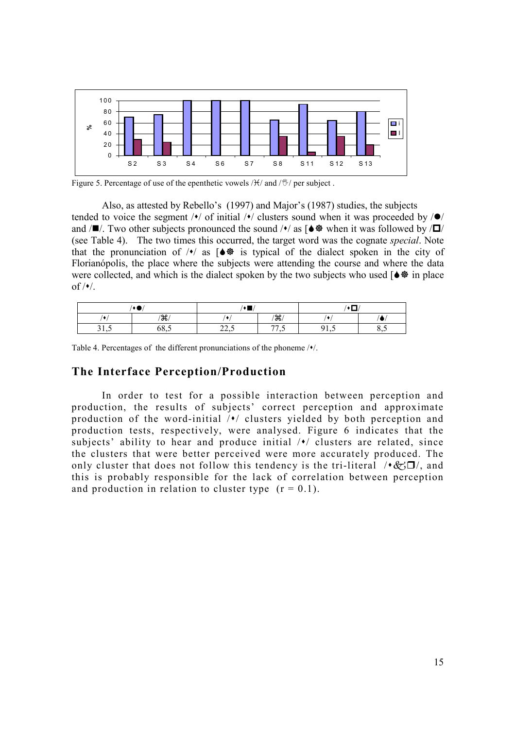100
80
60
40
20
0
%
S2 S3 S4 S6 S7 S8 S11 S12 S13
i
I

Figure 5. Percentage of use of the epenthetic vowels /ℋ/ and /☟/ per subject .

Also, as attested by Rebello's (1997) and Major's (1987) studies, the subjects tended to voice the segment /⬩/ of initial /⬩/ clusters sound when it was proceeded by /●/ and /■/. Two other subjects pronounced the sound /⬩/ as [♠❁ when it was followed by /□/ (see Table 4). The two times this occurred, the target word was the cognate *special*. Note that the pronunciation of /⬩/ as [♠❁ is typical of the dialect spoken in the city of Florianópolis, the place where the subjects were attending the course and where the data were collected, and which is the dialect spoken by the two subjects who used [♠❁ in place of /⬩/.

| /⬩●/ | | /⬩■/ | | /⬩□/ | |
|---|---|---|---|---|---|
| /⬩/ | /⌘/ | /⬩/ | /⌘/ | /⬩/ | /♠/ |
| 31,5 | 68,5 | 22,5 | 77,5 | 91,5 | 8,5 |

Table 4. Percentages of the different pronunciations of the phoneme /⬩/.

## The Interface Perception/Production

In order to test for a possible interaction between perception and production, the results of subjects' correct perception and approximate production of the word-initial /⬩/ clusters yielded by both perception and production tests, respectively, were analysed. Figure 6 indicates that the subjects' ability to hear and produce initial /⬩/ clusters are related, since the clusters that were better perceived were more accurately produced. The only cluster that does not follow this tendency is the tri-literal /⬩&❒/, and this is probably responsible for the lack of correlation between perception and production in relation to cluster type ($r = 0.1$).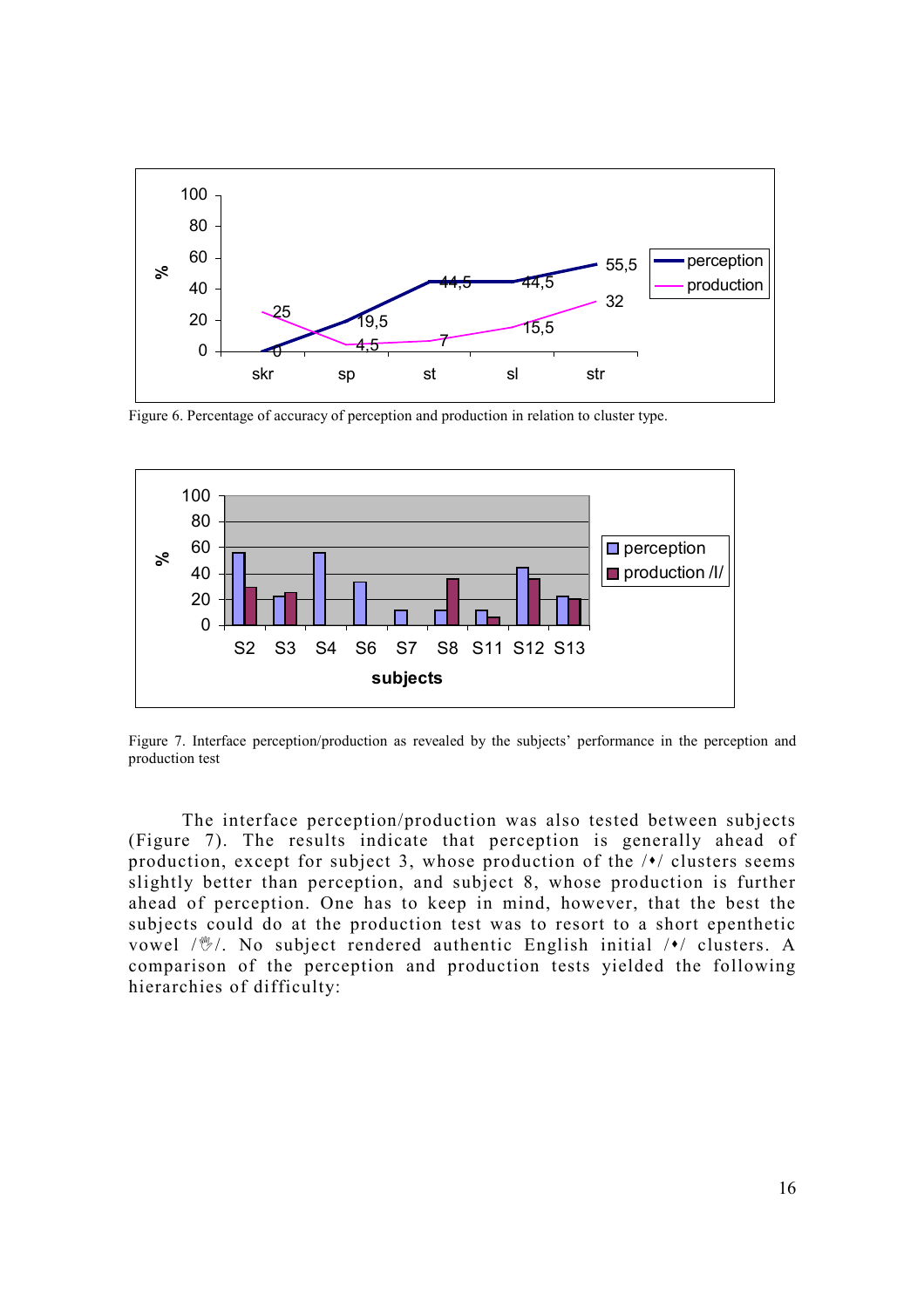100
80
60
%
40
20
0

skr sp st sl str

perception
production

25
19,5
4,5
0
7
44,5
44,5
15,5
55,5
32

Figure 6. Percentage of accuracy of perception and production in relation to cluster type.

100
80
60
%
40
20
0

S2 S3 S4 S6 S7 S8 S11 S12 S13

subjects

perception
production /l/

Figure 7. Interface perception/production as revealed by the subjects' performance in the perception and production test

The interface perception/production was also tested between subjects (Figure 7). The results indicate that perception is generally ahead of production, except for subject 3, whose production of the /•/ clusters seems slightly better than perception, and subject 8, whose production is further ahead of perception. One has to keep in mind, however, that the best the subjects could do at the production test was to resort to a short epenthetic vowel /✋/. No subject rendered authentic English initial /•/ clusters. A comparison of the perception and production tests yielded the following hierarchies of difficulty: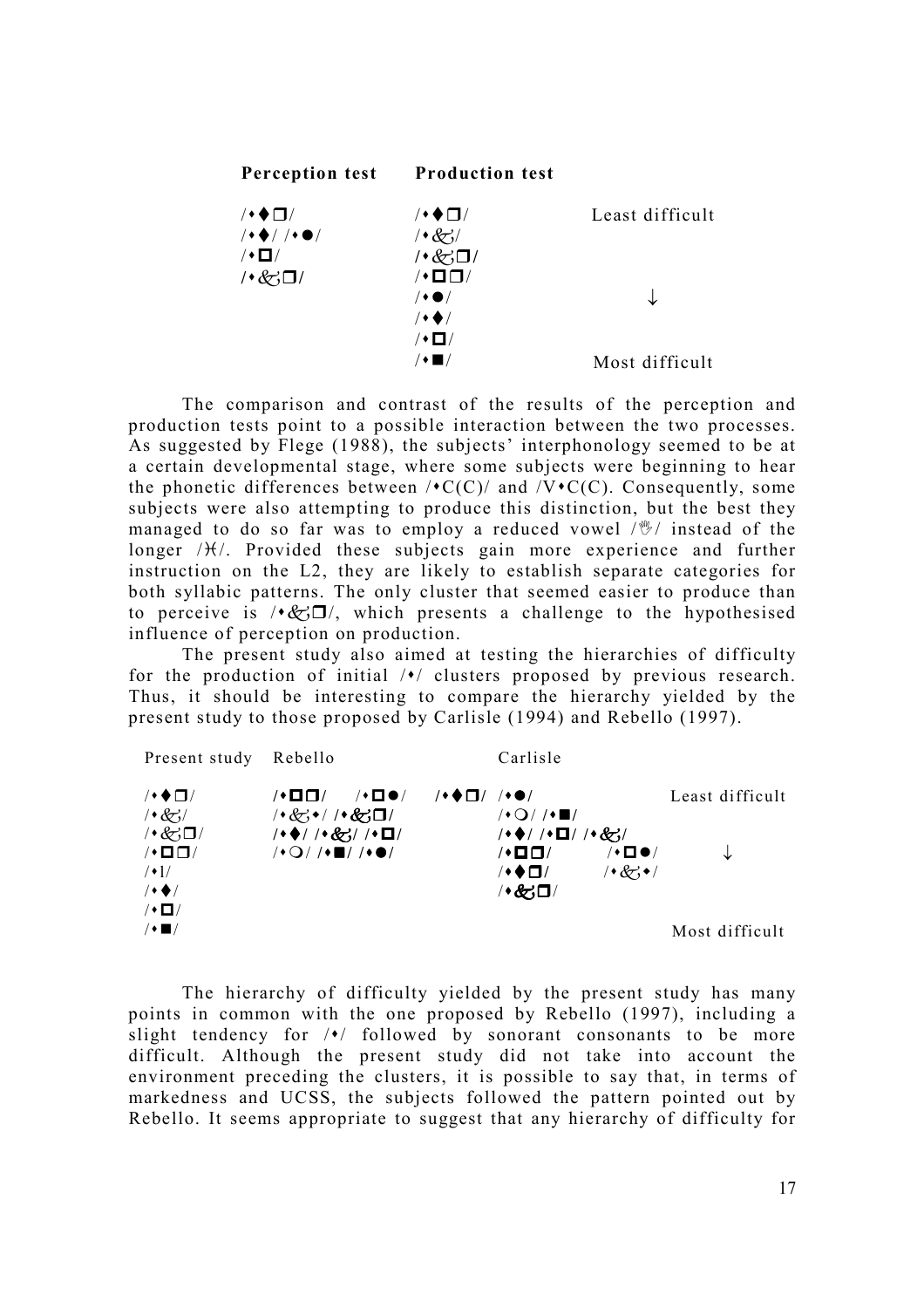| Perception test | Production test | |
|---|---|---|
| /⬩⧫❒/ | /⬩⧫❒/ | Least difficult |
| /⬩⧫/ /⬩●/ | /⬩🙵/ | |
| /⬩◘/ | **/⬩🙵❒/** | |
| **/⬩🙵❒/** | /⬩◘❒/ | |
| | /⬩●/ | ↓ |
| | /⬩⧫/ | |
| | /⬩◘/ | |
| | /⬩■/ | Most difficult |

The comparison and contrast of the results of the perception and production tests point to a possible interaction between the two processes. As suggested by Flege (1988), the subjects' interphonology seemed to be at a certain developmental stage, where some subjects were beginning to hear the phonetic differences between /⬩C(C)/ and /V⬩C(C). Consequently, some subjects were also attempting to produce this distinction, but the best they managed to do so far was to employ a reduced vowel /👍/ instead of the longer /♓/. Provided these subjects gain more experience and further instruction on the L2, they are likely to establish separate categories for both syllabic patterns. The only cluster that seemed easier to produce than to perceive is /⬩🙵❒/, which presents a challenge to the hypothesised influence of perception on production.

The present study also aimed at testing the hierarchies of difficulty for the production of initial /⬩/ clusters proposed by previous research. Thus, it should be interesting to compare the hierarchy yielded by the present study to those proposed by Carlisle (1994) and Rebello (1997).

| Present study | Rebello | | | Carlisle | | |
|---|---|---|---|---|---|---|
| /⬩⧫❒/ | **/⬩◘❒/** | /⬩◘●/ | **/⬩⧫❒/** | **/⬩●/** | | Least difficult |
| /⬩🙵/ | /⬩🙵⬩/ **/⬩🙵❒/** | | | **/⬩❍/ /⬩■/** | | |
| /⬩🙵❒/ | **/⬩⧫/ /⬩🙵/ /⬩◘/** | | | **/⬩⧫/ /⬩◘/ /⬩🙵/** | | |
| /⬩◘❒/ | /⬩❍/ /⬩■/ /⬩●/ | | | **/⬩◘❒/** | /⬩◘●/ | ↓ |
| /⬩1/ | | | | /⬩⧫❒/ | /⬩🙵⬩/ | |
| /⬩⧫/ | | | | **/⬩🙵❒/** | | |
| /⬩◘/ | | | | | | |
| /⬩■/ | | | | | | Most difficult |

The hierarchy of difficulty yielded by the present study has many points in common with the one proposed by Rebello (1997), including a slight tendency for /⬩/ followed by sonorant consonants to be more difficult. Although the present study did not take into account the environment preceding the clusters, it is possible to say that, in terms of markedness and UCSS, the subjects followed the pattern pointed out by Rebello. It seems appropriate to suggest that any hierarchy of difficulty for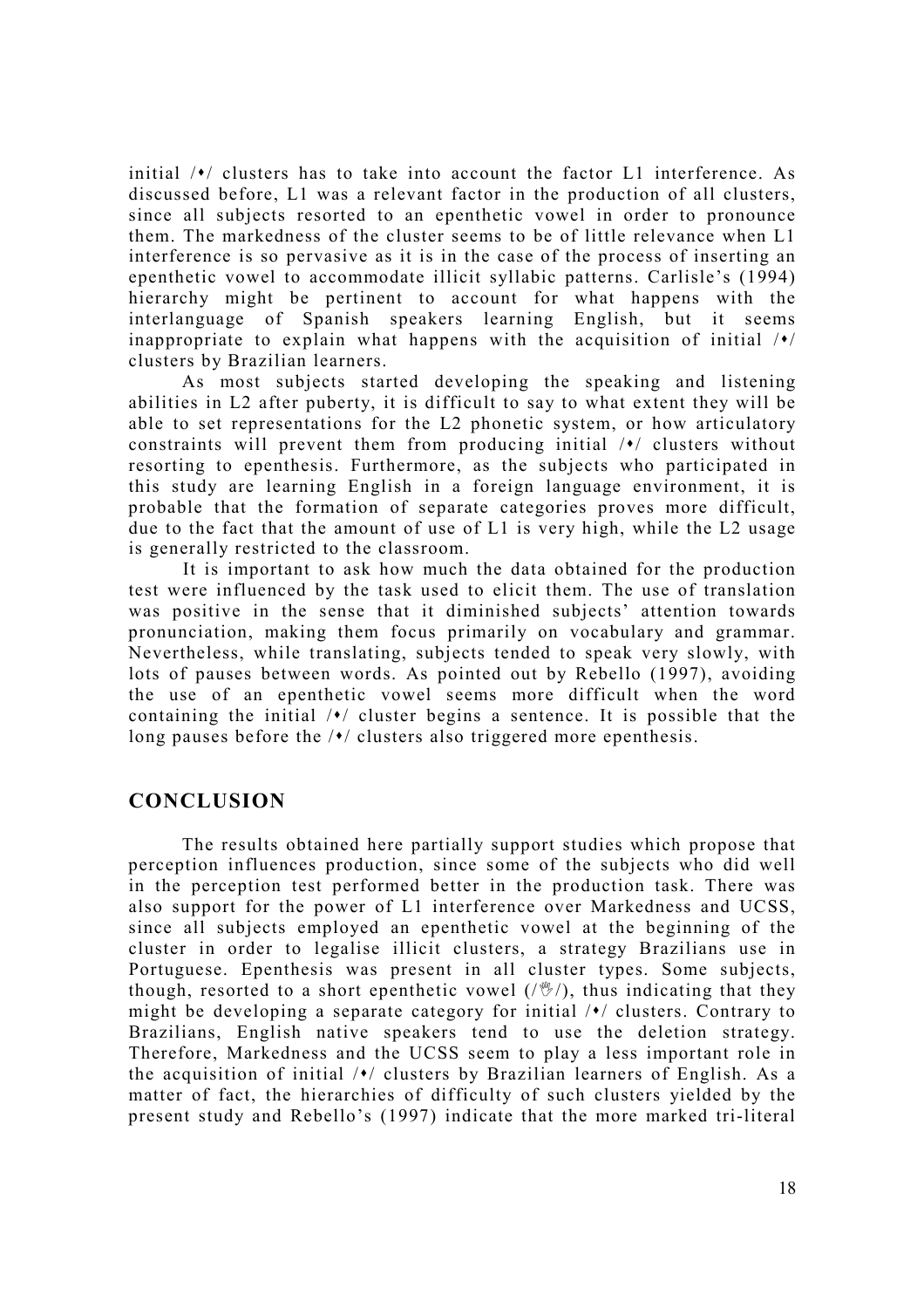initial /•/ clusters has to take into account the factor L1 interference. As discussed before, L1 was a relevant factor in the production of all clusters, since all subjects resorted to an epenthetic vowel in order to pronounce them. The markedness of the cluster seems to be of little relevance when L1 interference is so pervasive as it is in the case of the process of inserting an epenthetic vowel to accommodate illicit syllabic patterns. Carlisle's (1994) hierarchy might be pertinent to account for what happens with the interlanguage of Spanish speakers learning English, but it seems inappropriate to explain what happens with the acquisition of initial /•/ clusters by Brazilian learners.

As most subjects started developing the speaking and listening abilities in L2 after puberty, it is difficult to say to what extent they will be able to set representations for the L2 phonetic system, or how articulatory constraints will prevent them from producing initial /•/ clusters without resorting to epenthesis. Furthermore, as the subjects who participated in this study are learning English in a foreign language environment, it is probable that the formation of separate categories proves more difficult, due to the fact that the amount of use of L1 is very high, while the L2 usage is generally restricted to the classroom.

It is important to ask how much the data obtained for the production test were influenced by the task used to elicit them. The use of translation was positive in the sense that it diminished subjects' attention towards pronunciation, making them focus primarily on vocabulary and grammar. Nevertheless, while translating, subjects tended to speak very slowly, with lots of pauses between words. As pointed out by Rebello (1997), avoiding the use of an epenthetic vowel seems more difficult when the word containing the initial /•/ cluster begins a sentence. It is possible that the long pauses before the /•/ clusters also triggered more epenthesis.

## CONCLUSION

The results obtained here partially support studies which propose that perception influences production, since some of the subjects who did well in the perception test performed better in the production task. There was also support for the power of L1 interference over Markedness and UCSS, since all subjects employed an epenthetic vowel at the beginning of the cluster in order to legalise illicit clusters, a strategy Brazilians use in Portuguese. Epenthesis was present in all cluster types. Some subjects, though, resorted to a short epenthetic vowel (/♈/), thus indicating that they might be developing a separate category for initial /•/ clusters. Contrary to Brazilians, English native speakers tend to use the deletion strategy. Therefore, Markedness and the UCSS seem to play a less important role in the acquisition of initial /•/ clusters by Brazilian learners of English. As a matter of fact, the hierarchies of difficulty of such clusters yielded by the present study and Rebello's (1997) indicate that the more marked tri-literal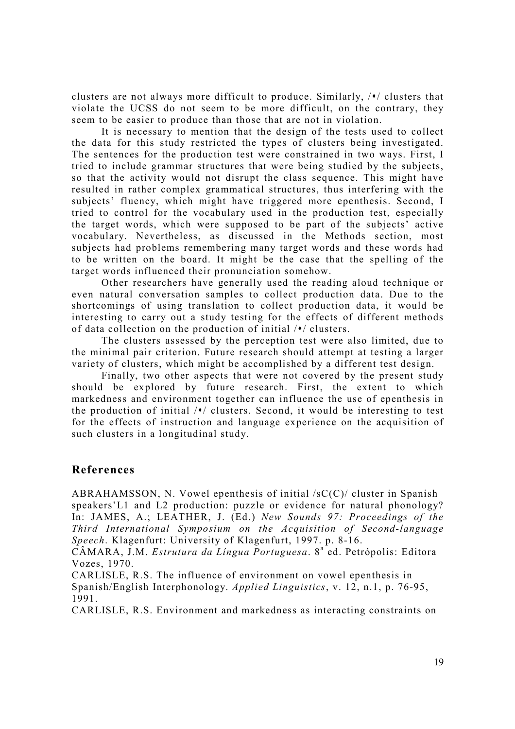clusters are not always more difficult to produce. Similarly, /⬩/ clusters that violate the UCSS do not seem to be more difficult, on the contrary, they seem to be easier to produce than those that are not in violation.

It is necessary to mention that the design of the tests used to collect the data for this study restricted the types of clusters being investigated. The sentences for the production test were constrained in two ways. First, I tried to include grammar structures that were being studied by the subjects, so that the activity would not disrupt the class sequence. This might have resulted in rather complex grammatical structures, thus interfering with the subjects' fluency, which might have triggered more epenthesis. Second, I tried to control for the vocabulary used in the production test, especially the target words, which were supposed to be part of the subjects' active vocabulary. Nevertheless, as discussed in the Methods section, most subjects had problems remembering many target words and these words had to be written on the board. It might be the case that the spelling of the target words influenced their pronunciation somehow.

Other researchers have generally used the reading aloud technique or even natural conversation samples to collect production data. Due to the shortcomings of using translation to collect production data, it would be interesting to carry out a study testing for the effects of different methods of data collection on the production of initial /⬩/ clusters.

The clusters assessed by the perception test were also limited, due to the minimal pair criterion. Future research should attempt at testing a larger variety of clusters, which might be accomplished by a different test design.

Finally, two other aspects that were not covered by the present study should be explored by future research. First, the extent to which markedness and environment together can influence the use of epenthesis in the production of initial /⬩/ clusters. Second, it would be interesting to test for the effects of instruction and language experience on the acquisition of such clusters in a longitudinal study.

## References

ABRAHAMSSON, N. Vowel epenthesis of initial /sC(C)/ cluster in Spanish speakers'L1 and L2 production: puzzle or evidence for natural phonology? In: JAMES, A.; LEATHER, J. (Ed.) *New Sounds 97: Proceedings of the Third International Symposium on the Acquisition of Second-language Speech*. Klagenfurt: University of Klagenfurt, 1997. p. 8-16.

CÂMARA, J.M. *Estrutura da Língua Portuguesa*. 8ª ed. Petrópolis: Editora Vozes, 1970.

CARLISLE, R.S. The influence of environment on vowel epenthesis in Spanish/English Interphonology. *Applied Linguistics*, v. 12, n.1, p. 76-95, 1991.

CARLISLE, R.S. Environment and markedness as interacting constraints on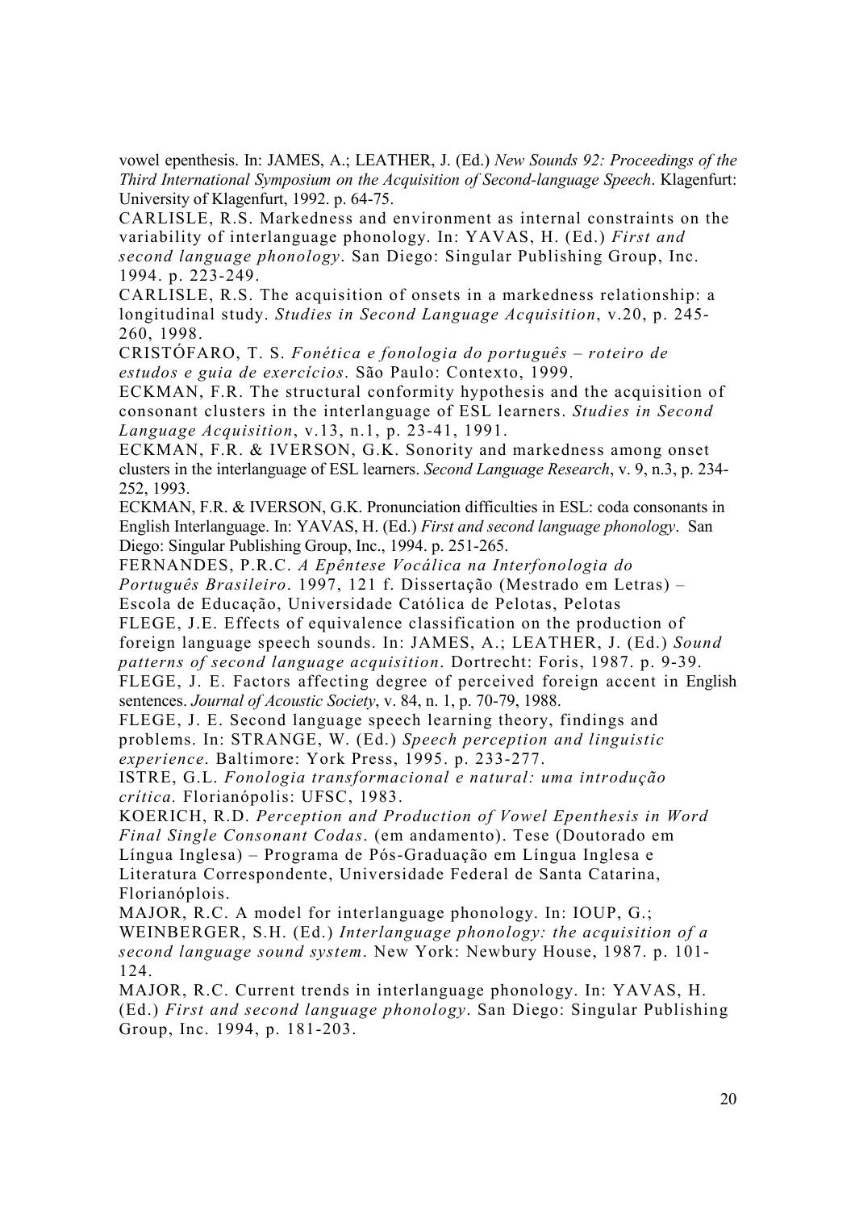vowel epenthesis. In: JAMES, A.; LEATHER, J. (Ed.) *New Sounds 92: Proceedings of the Third International Symposium on the Acquisition of Second-language Speech*. Klagenfurt: University of Klagenfurt, 1992. p. 64-75.

CARLISLE, R.S. Markedness and environment as internal constraints on the variability of interlanguage phonology. In: YAVAS, H. (Ed.) *First and second language phonology*. San Diego: Singular Publishing Group, Inc. 1994. p. 223-249.

CARLISLE, R.S. The acquisition of onsets in a markedness relationship: a longitudinal study. *Studies in Second Language Acquisition*, v.20, p. 245-260, 1998.

CRISTÓFARO, T. S. *Fonética e fonologia do português – roteiro de estudos e guia de exercícios*. São Paulo: Contexto, 1999.

ECKMAN, F.R. The structural conformity hypothesis and the acquisition of consonant clusters in the interlanguage of ESL learners. *Studies in Second Language Acquisition*, v.13, n.1, p. 23-41, 1991.

ECKMAN, F.R. & IVERSON, G.K. Sonority and markedness among onset clusters in the interlanguage of ESL learners. *Second Language Research*, v. 9, n.3, p. 234-252, 1993.

ECKMAN, F.R. & IVERSON, G.K. Pronunciation difficulties in ESL: coda consonants in English Interlanguage. In: YAVAS, H. (Ed.) *First and second language phonology*. San Diego: Singular Publishing Group, Inc., 1994. p. 251-265.

FERNANDES, P.R.C. *A Epêntese Vocálica na Interfonologia do Português Brasileiro*. 1997, 121 f. Dissertação (Mestrado em Letras) – Escola de Educação, Universidade Católica de Pelotas, Pelotas

FLEGE, J.E. Effects of equivalence classification on the production of foreign language speech sounds. In: JAMES, A.; LEATHER, J. (Ed.) *Sound patterns of second language acquisition*. Dortrecht: Foris, 1987. p. 9-39.

FLEGE, J. E. Factors affecting degree of perceived foreign accent in English sentences. *Journal of Acoustic Society*, v. 84, n. 1, p. 70-79, 1988.

FLEGE, J. E. Second language speech learning theory, findings and problems. In: STRANGE, W. (Ed.) *Speech perception and linguistic experience*. Baltimore: York Press, 1995. p. 233-277.

ISTRE, G.L. *Fonologia transformacional e natural: uma introdução crítica.* Florianópolis: UFSC, 1983.

KOERICH, R.D. *Perception and Production of Vowel Epenthesis in Word Final Single Consonant Codas*. (em andamento). Tese (Doutorado em Língua Inglesa) – Programa de Pós-Graduação em Língua Inglesa e Literatura Correspondente, Universidade Federal de Santa Catarina, Florianóplois.

MAJOR, R.C. A model for interlanguage phonology. In: IOUP, G.; WEINBERGER, S.H. (Ed.) *Interlanguage phonology: the acquisition of a second language sound system*. New York: Newbury House, 1987. p. 101-124.

MAJOR, R.C. Current trends in interlanguage phonology. In: YAVAS, H. (Ed.) *First and second language phonology*. San Diego: Singular Publishing Group, Inc. 1994, p. 181-203.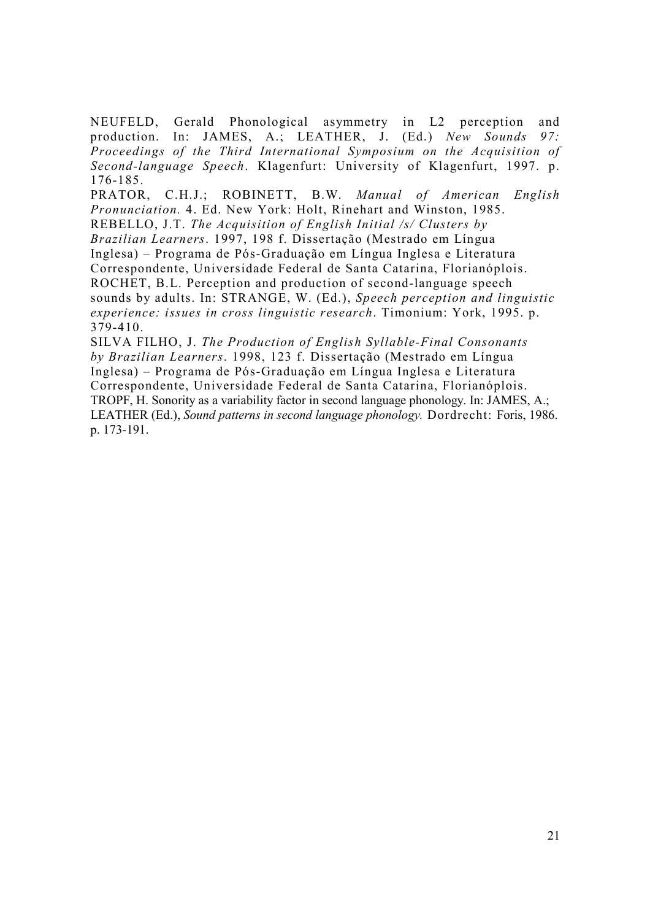NEUFELD, Gerald Phonological asymmetry in L2 perception and production. In: JAMES, A.; LEATHER, J. (Ed.) *New Sounds 97: Proceedings of the Third International Symposium on the Acquisition of Second-language Speech*. Klagenfurt: University of Klagenfurt, 1997. p. 176-185.

PRATOR, C.H.J.; ROBINETT, B.W. *Manual of American English Pronunciation.* 4. Ed. New York: Holt, Rinehart and Winston, 1985.

REBELLO, J.T. *The Acquisition of English Initial /s/ Clusters by Brazilian Learners*. 1997, 198 f. Dissertação (Mestrado em Língua Inglesa) – Programa de Pós-Graduação em Língua Inglesa e Literatura Correspondente, Universidade Federal de Santa Catarina, Florianóplois.

ROCHET, B.L. Perception and production of second-language speech sounds by adults. In: STRANGE, W. (Ed.), *Speech perception and linguistic experience: issues in cross linguistic research*. Timonium: York, 1995. p. 379-410.

SILVA FILHO, J. *The Production of English Syllable-Final Consonants by Brazilian Learners*. 1998, 123 f. Dissertação (Mestrado em Língua Inglesa) – Programa de Pós-Graduação em Língua Inglesa e Literatura Correspondente, Universidade Federal de Santa Catarina, Florianóplois.

TROPF, H. Sonority as a variability factor in second language phonology. In: JAMES, A.; LEATHER (Ed.), *Sound patterns in second language phonology.* Dordrecht: Foris, 1986. p. 173-191.